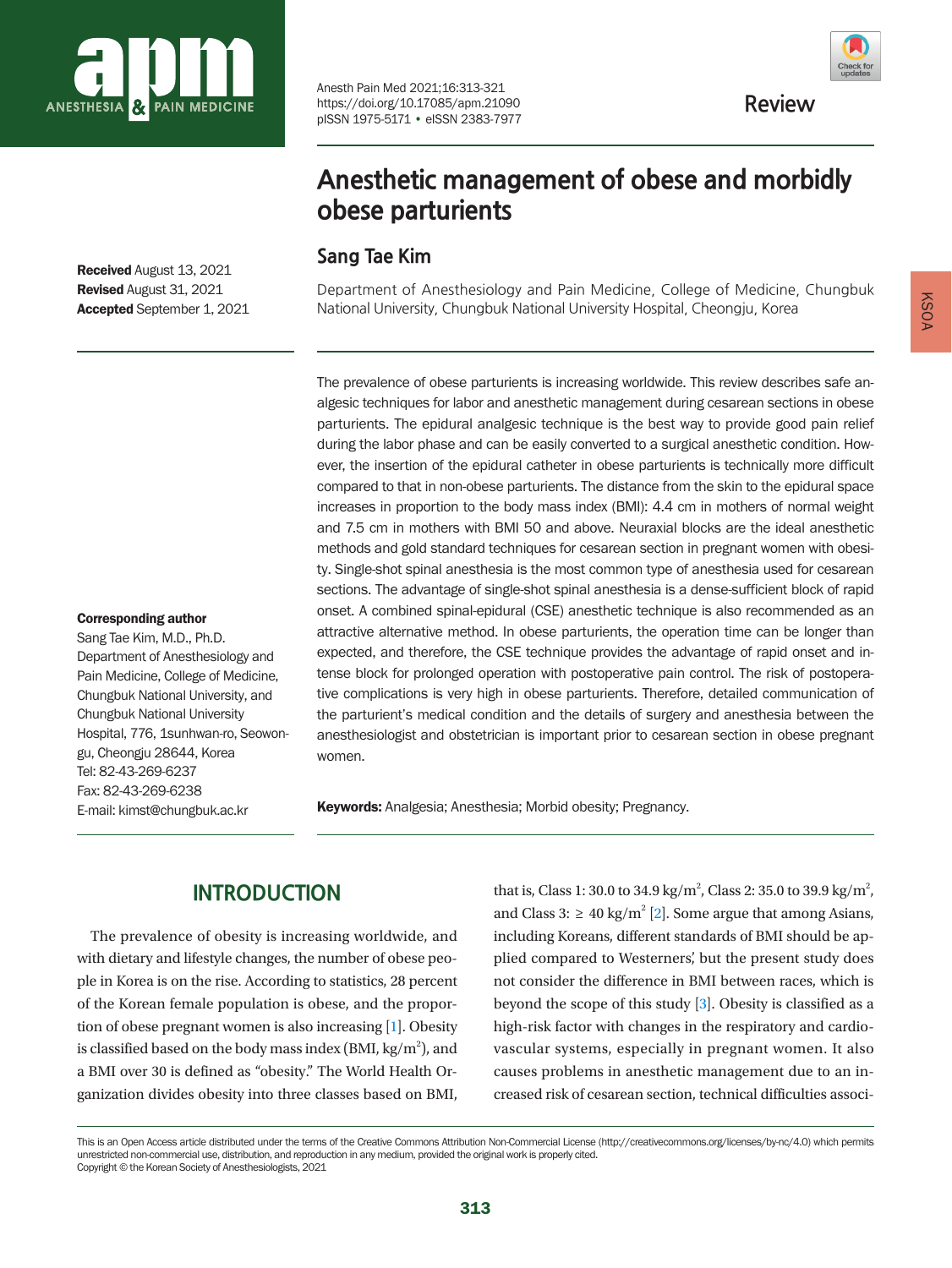Review

# Anesthetic management of obese and morbidly obese parturients

## Sang Tae Kim

Department of Anesthesiology and Pain Medicine, College of Medicine, Chungbuk National University, Chungbuk National University Hospital, Cheongju, Korea

**Received** August 13, 2021
**Revised** August 31, 2021
**Accepted** September 1, 2021

**Corresponding author**
Sang Tae Kim, M.D., Ph.D.
Department of Anesthesiology and Pain Medicine, College of Medicine, Chungbuk National University, and Chungbuk National University Hospital, 776, 1sunhwan-ro, Seowon-gu, Cheongju 28644, Korea
Tel: 82-43-269-6237
Fax: 82-43-269-6238
E-mail: kimst@chungbuk.ac.kr

The prevalence of obese parturients is increasing worldwide. This review describes safe analgesic techniques for labor and anesthetic management during cesarean sections in obese parturients. The epidural analgesic technique is the best way to provide good pain relief during the labor phase and can be easily converted to a surgical anesthetic condition. However, the insertion of the epidural catheter in obese parturients is technically more difficult compared to that in non-obese parturients. The distance from the skin to the epidural space increases in proportion to the body mass index (BMI): 4.4 cm in mothers of normal weight and 7.5 cm in mothers with BMI 50 and above. Neuraxial blocks are the ideal anesthetic methods and gold standard techniques for cesarean section in pregnant women with obesity. Single-shot spinal anesthesia is the most common type of anesthesia used for cesarean sections. The advantage of single-shot spinal anesthesia is a dense-sufficient block of rapid onset. A combined spinal-epidural (CSE) anesthetic technique is also recommended as an attractive alternative method. In obese parturients, the operation time can be longer than expected, and therefore, the CSE technique provides the advantage of rapid onset and intense block for prolonged operation with postoperative pain control. The risk of postoperative complications is very high in obese parturients. Therefore, detailed communication of the parturient's medical condition and the details of surgery and anesthesia between the anesthesiologist and obstetrician is important prior to cesarean section in obese pregnant women.

**Keywords:** Analgesia; Anesthesia; Morbid obesity; Pregnancy.

## INTRODUCTION

The prevalence of obesity is increasing worldwide, and with dietary and lifestyle changes, the number of obese people in Korea is on the rise. According to statistics, 28 percent of the Korean female population is obese, and the proportion of obese pregnant women is also increasing [1]. Obesity is classified based on the body mass index (BMI, $kg/m^2$), and a BMI over 30 is defined as "obesity." The World Health Organization divides obesity into three classes based on BMI, that is, Class 1: 30.0 to 34.9 $kg/m^2$, Class 2: 35.0 to 39.9 $kg/m^2$, and Class 3: $\geq$ 40 $kg/m^2$ [2]. Some argue that among Asians, including Koreans, different standards of BMI should be applied compared to Westerners', but the present study does not consider the difference in BMI between races, which is beyond the scope of this study [3]. Obesity is classified as a high-risk factor with changes in the respiratory and cardiovascular systems, especially in pregnant women. It also causes problems in anesthetic management due to an increased risk of cesarean section, technical difficulties associ-

This is an Open Access article distributed under the terms of the Creative Commons Attribution Non-Commercial License (http://creativecommons.org/licenses/by-nc/4.0) which permits unrestricted non-commercial use, distribution, and reproduction in any medium, provided the original work is properly cited.
Copyright © the Korean Society of Anesthesiologists, 2021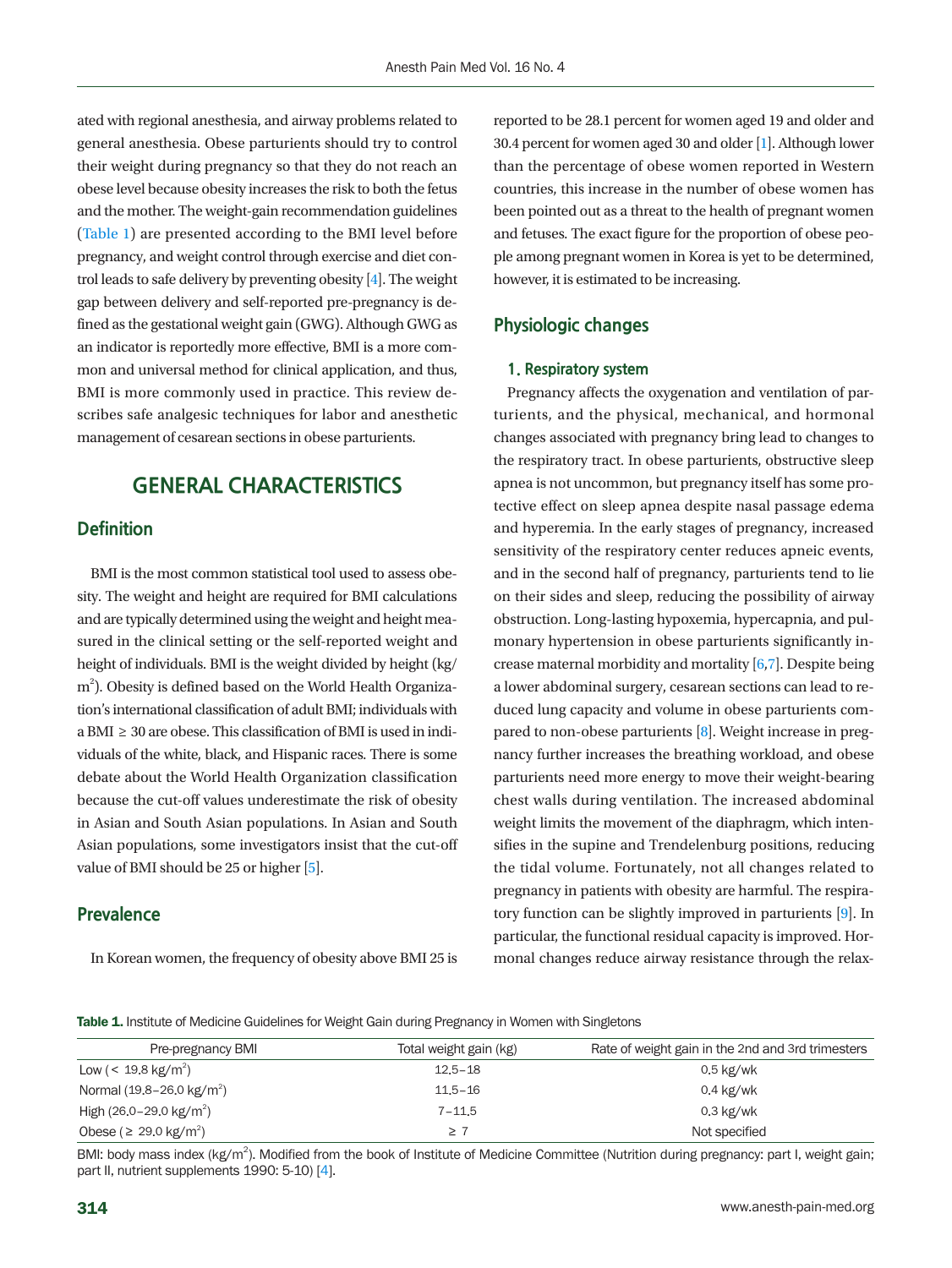ated with regional anesthesia, and airway problems related to general anesthesia. Obese parturients should try to control their weight during pregnancy so that they do not reach an obese level because obesity increases the risk to both the fetus and the mother. The weight-gain recommendation guidelines (Table 1) are presented according to the BMI level before pregnancy, and weight control through exercise and diet control leads to safe delivery by preventing obesity [4]. The weight gap between delivery and self-reported pre-pregnancy is defined as the gestational weight gain (GWG). Although GWG as an indicator is reportedly more effective, BMI is a more common and universal method for clinical application, and thus, BMI is more commonly used in practice. This review describes safe analgesic techniques for labor and anesthetic management of cesarean sections in obese parturients.

# GENERAL CHARACTERISTICS

## Definition

BMI is the most common statistical tool used to assess obesity. The weight and height are required for BMI calculations and are typically determined using the weight and height measured in the clinical setting or the self-reported weight and height of individuals. BMI is the weight divided by height (kg/m$^2$). Obesity is defined based on the World Health Organization's international classification of adult BMI; individuals with a BMI ≥ 30 are obese. This classification of BMI is used in individuals of the white, black, and Hispanic races. There is some debate about the World Health Organization classification because the cut-off values underestimate the risk of obesity in Asian and South Asian populations. In Asian and South Asian populations, some investigators insist that the cut-off value of BMI should be 25 or higher [5].

## Prevalence

In Korean women, the frequency of obesity above BMI 25 is reported to be 28.1 percent for women aged 19 and older and 30.4 percent for women aged 30 and older [1]. Although lower than the percentage of obese women reported in Western countries, this increase in the number of obese women has been pointed out as a threat to the health of pregnant women and fetuses. The exact figure for the proportion of obese people among pregnant women in Korea is yet to be determined, however, it is estimated to be increasing.

## Physiologic changes

### 1. Respiratory system

Pregnancy affects the oxygenation and ventilation of parturients, and the physical, mechanical, and hormonal changes associated with pregnancy bring lead to changes to the respiratory tract. In obese parturients, obstructive sleep apnea is not uncommon, but pregnancy itself has some protective effect on sleep apnea despite nasal passage edema and hyperemia. In the early stages of pregnancy, increased sensitivity of the respiratory center reduces apneic events, and in the second half of pregnancy, parturients tend to lie on their sides and sleep, reducing the possibility of airway obstruction. Long-lasting hypoxemia, hypercapnia, and pulmonary hypertension in obese parturients significantly increase maternal morbidity and mortality [6,7]. Despite being a lower abdominal surgery, cesarean sections can lead to reduced lung capacity and volume in obese parturients compared to non-obese parturients [8]. Weight increase in pregnancy further increases the breathing workload, and obese parturients need more energy to move their weight-bearing chest walls during ventilation. The increased abdominal weight limits the movement of the diaphragm, which intensifies in the supine and Trendelenburg positions, reducing the tidal volume. Fortunately, not all changes related to pregnancy in patients with obesity are harmful. The respiratory function can be slightly improved in parturients [9]. In particular, the functional residual capacity is improved. Hormonal changes reduce airway resistance through the relax-

**Table 1.** Institute of Medicine Guidelines for Weight Gain during Pregnancy in Women with Singletons

| Pre-pregnancy BMI | Total weight gain (kg) | Rate of weight gain in the 2nd and 3rd trimesters |
|---|---|---|
| Low (< 19.8 kg/m$^2$) | 12.5–18 | 0.5 kg/wk |
| Normal (19.8–26.0 kg/m$^2$) | 11.5–16 | 0.4 kg/wk |
| High (26.0–29.0 kg/m$^2$) | 7–11.5 | 0.3 kg/wk |
| Obese (≥ 29.0 kg/m$^2$) | ≥ 7 | Not specified |

BMI: body mass index (kg/m$^2$). Modified from the book of Institute of Medicine Committee (Nutrition during pregnancy: part I, weight gain; part II, nutrient supplements 1990: 5-10) [4].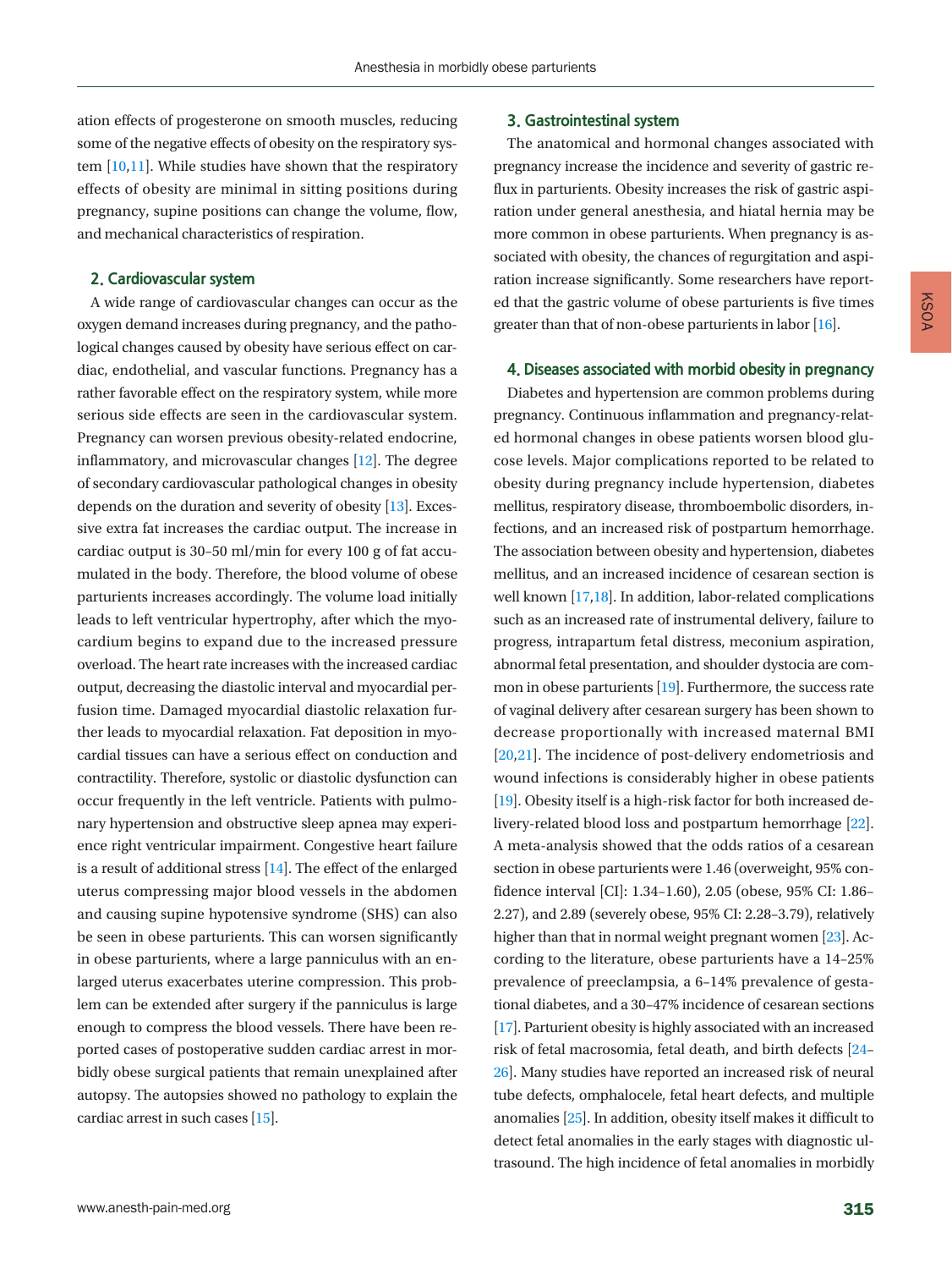ation effects of progesterone on smooth muscles, reducing some of the negative effects of obesity on the respiratory system [10,11]. While studies have shown that the respiratory effects of obesity are minimal in sitting positions during pregnancy, supine positions can change the volume, flow, and mechanical characteristics of respiration.

### 2. Cardiovascular system

A wide range of cardiovascular changes can occur as the oxygen demand increases during pregnancy, and the pathological changes caused by obesity have serious effect on cardiac, endothelial, and vascular functions. Pregnancy has a rather favorable effect on the respiratory system, while more serious side effects are seen in the cardiovascular system. Pregnancy can worsen previous obesity-related endocrine, inflammatory, and microvascular changes [12]. The degree of secondary cardiovascular pathological changes in obesity depends on the duration and severity of obesity [13]. Excessive extra fat increases the cardiac output. The increase in cardiac output is 30–50 ml/min for every 100 g of fat accumulated in the body. Therefore, the blood volume of obese parturients increases accordingly. The volume load initially leads to left ventricular hypertrophy, after which the myocardium begins to expand due to the increased pressure overload. The heart rate increases with the increased cardiac output, decreasing the diastolic interval and myocardial perfusion time. Damaged myocardial diastolic relaxation further leads to myocardial relaxation. Fat deposition in myocardial tissues can have a serious effect on conduction and contractility. Therefore, systolic or diastolic dysfunction can occur frequently in the left ventricle. Patients with pulmonary hypertension and obstructive sleep apnea may experience right ventricular impairment. Congestive heart failure is a result of additional stress [14]. The effect of the enlarged uterus compressing major blood vessels in the abdomen and causing supine hypotensive syndrome (SHS) can also be seen in obese parturients. This can worsen significantly in obese parturients, where a large panniculus with an enlarged uterus exacerbates uterine compression. This problem can be extended after surgery if the panniculus is large enough to compress the blood vessels. There have been reported cases of postoperative sudden cardiac arrest in morbidly obese surgical patients that remain unexplained after autopsy. The autopsies showed no pathology to explain the cardiac arrest in such cases [15].

### 3. Gastrointestinal system

The anatomical and hormonal changes associated with pregnancy increase the incidence and severity of gastric reflux in parturients. Obesity increases the risk of gastric aspiration under general anesthesia, and hiatal hernia may be more common in obese parturients. When pregnancy is associated with obesity, the chances of regurgitation and aspiration increase significantly. Some researchers have reported that the gastric volume of obese parturients is five times greater than that of non-obese parturients in labor [16].

### 4. Diseases associated with morbid obesity in pregnancy

Diabetes and hypertension are common problems during pregnancy. Continuous inflammation and pregnancy-related hormonal changes in obese patients worsen blood glucose levels. Major complications reported to be related to obesity during pregnancy include hypertension, diabetes mellitus, respiratory disease, thromboembolic disorders, infections, and an increased risk of postpartum hemorrhage. The association between obesity and hypertension, diabetes mellitus, and an increased incidence of cesarean section is well known [17,18]. In addition, labor-related complications such as an increased rate of instrumental delivery, failure to progress, intrapartum fetal distress, meconium aspiration, abnormal fetal presentation, and shoulder dystocia are common in obese parturients [19]. Furthermore, the success rate of vaginal delivery after cesarean surgery has been shown to decrease proportionally with increased maternal BMI [20,21]. The incidence of post-delivery endometriosis and wound infections is considerably higher in obese patients [19]. Obesity itself is a high-risk factor for both increased delivery-related blood loss and postpartum hemorrhage [22]. A meta-analysis showed that the odds ratios of a cesarean section in obese parturients were 1.46 (overweight, 95% confidence interval [CI]: 1.34–1.60), 2.05 (obese, 95% CI: 1.86–2.27), and 2.89 (severely obese, 95% CI: 2.28–3.79), relatively higher than that in normal weight pregnant women [23]. According to the literature, obese parturients have a 14–25% prevalence of preeclampsia, a 6–14% prevalence of gestational diabetes, and a 30–47% incidence of cesarean sections [17]. Parturient obesity is highly associated with an increased risk of fetal macrosomia, fetal death, and birth defects [24–26]. Many studies have reported an increased risk of neural tube defects, omphalocele, fetal heart defects, and multiple anomalies [25]. In addition, obesity itself makes it difficult to detect fetal anomalies in the early stages with diagnostic ultrasound. The high incidence of fetal anomalies in morbidly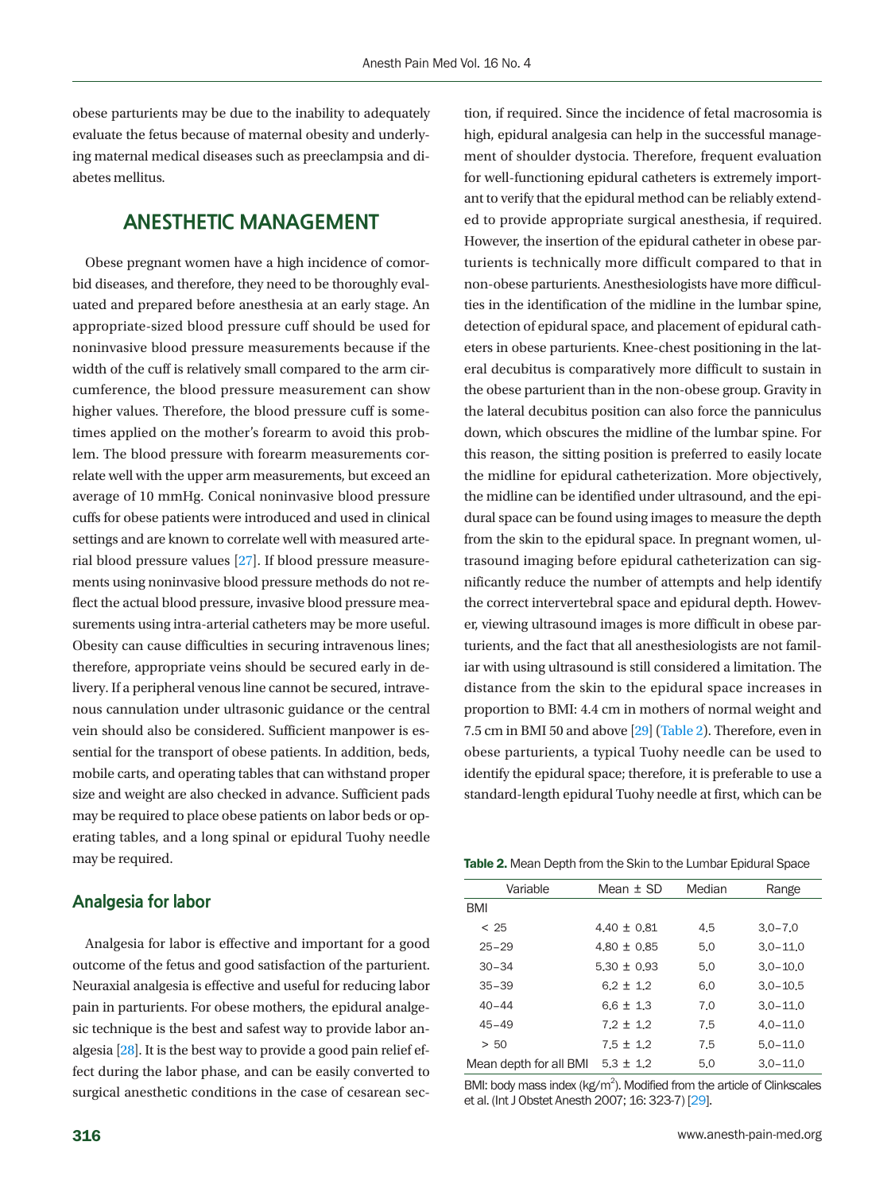obese parturients may be due to the inability to adequately evaluate the fetus because of maternal obesity and underlying maternal medical diseases such as preeclampsia and diabetes mellitus.

## ANESTHETIC MANAGEMENT

Obese pregnant women have a high incidence of comorbid diseases, and therefore, they need to be thoroughly evaluated and prepared before anesthesia at an early stage. An appropriate-sized blood pressure cuff should be used for noninvasive blood pressure measurements because if the width of the cuff is relatively small compared to the arm circumference, the blood pressure measurement can show higher values. Therefore, the blood pressure cuff is sometimes applied on the mother's forearm to avoid this problem. The blood pressure with forearm measurements correlate well with the upper arm measurements, but exceed an average of 10 mmHg. Conical noninvasive blood pressure cuffs for obese patients were introduced and used in clinical settings and are known to correlate well with measured arterial blood pressure values [27]. If blood pressure measurements using noninvasive blood pressure methods do not reflect the actual blood pressure, invasive blood pressure measurements using intra-arterial catheters may be more useful. Obesity can cause difficulties in securing intravenous lines; therefore, appropriate veins should be secured early in delivery. If a peripheral venous line cannot be secured, intravenous cannulation under ultrasonic guidance or the central vein should also be considered. Sufficient manpower is essential for the transport of obese patients. In addition, beds, mobile carts, and operating tables that can withstand proper size and weight are also checked in advance. Sufficient pads may be required to place obese patients on labor beds or operating tables, and a long spinal or epidural Tuohy needle may be required.

### Analgesia for labor

Analgesia for labor is effective and important for a good outcome of the fetus and good satisfaction of the parturient. Neuraxial analgesia is effective and useful for reducing labor pain in parturients. For obese mothers, the epidural analgesic technique is the best and safest way to provide labor analgesia [28]. It is the best way to provide a good pain relief effect during the labor phase, and can be easily converted to surgical anesthetic conditions in the case of cesarean section, if required. Since the incidence of fetal macrosomia is high, epidural analgesia can help in the successful management of shoulder dystocia. Therefore, frequent evaluation for well-functioning epidural catheters is extremely important to verify that the epidural method can be reliably extended to provide appropriate surgical anesthesia, if required. However, the insertion of the epidural catheter in obese parturients is technically more difficult compared to that in non-obese parturients. Anesthesiologists have more difficulties in the identification of the midline in the lumbar spine, detection of epidural space, and placement of epidural catheters in obese parturients. Knee-chest positioning in the lateral decubitus is comparatively more difficult to sustain in the obese parturient than in the non-obese group. Gravity in the lateral decubitus position can also force the panniculus down, which obscures the midline of the lumbar spine. For this reason, the sitting position is preferred to easily locate the midline for epidural catheterization. More objectively, the midline can be identified under ultrasound, and the epidural space can be found using images to measure the depth from the skin to the epidural space. In pregnant women, ultrasound imaging before epidural catheterization can significantly reduce the number of attempts and help identify the correct intervertebral space and epidural depth. However, viewing ultrasound images is more difficult in obese parturients, and the fact that all anesthesiologists are not familiar with using ultrasound is still considered a limitation. The distance from the skin to the epidural space increases in proportion to BMI: 4.4 cm in mothers of normal weight and 7.5 cm in BMI 50 and above [29] (Table 2). Therefore, even in obese parturients, a typical Tuohy needle can be used to identify the epidural space; therefore, it is preferable to use a standard-length epidural Tuohy needle at first, which can be

**Table 2.** Mean Depth from the Skin to the Lumbar Epidural Space

| Variable | Mean ± SD | Median | Range |
|---|---|---|---|
| BMI | | | |
| < 25 | 4.40 ± 0.81 | 4.5 | 3.0–7.0 |
| 25–29 | 4.80 ± 0.85 | 5.0 | 3.0–11.0 |
| 30–34 | 5.30 ± 0.93 | 5.0 | 3.0–10.0 |
| 35–39 | 6.2 ± 1.2 | 6.0 | 3.0–10.5 |
| 40–44 | 6.6 ± 1.3 | 7.0 | 3.0–11.0 |
| 45–49 | 7.2 ± 1.2 | 7.5 | 4.0–11.0 |
| > 50 | 7.5 ± 1.2 | 7.5 | 5.0–11.0 |
| Mean depth for all BMI | 5.3 ± 1.2 | 5.0 | 3.0–11.0 |

BMI: body mass index (kg/m$^2$). Modified from the article of Clinkscales et al. (Int J Obstet Anesth 2007; 16: 323-7) [29].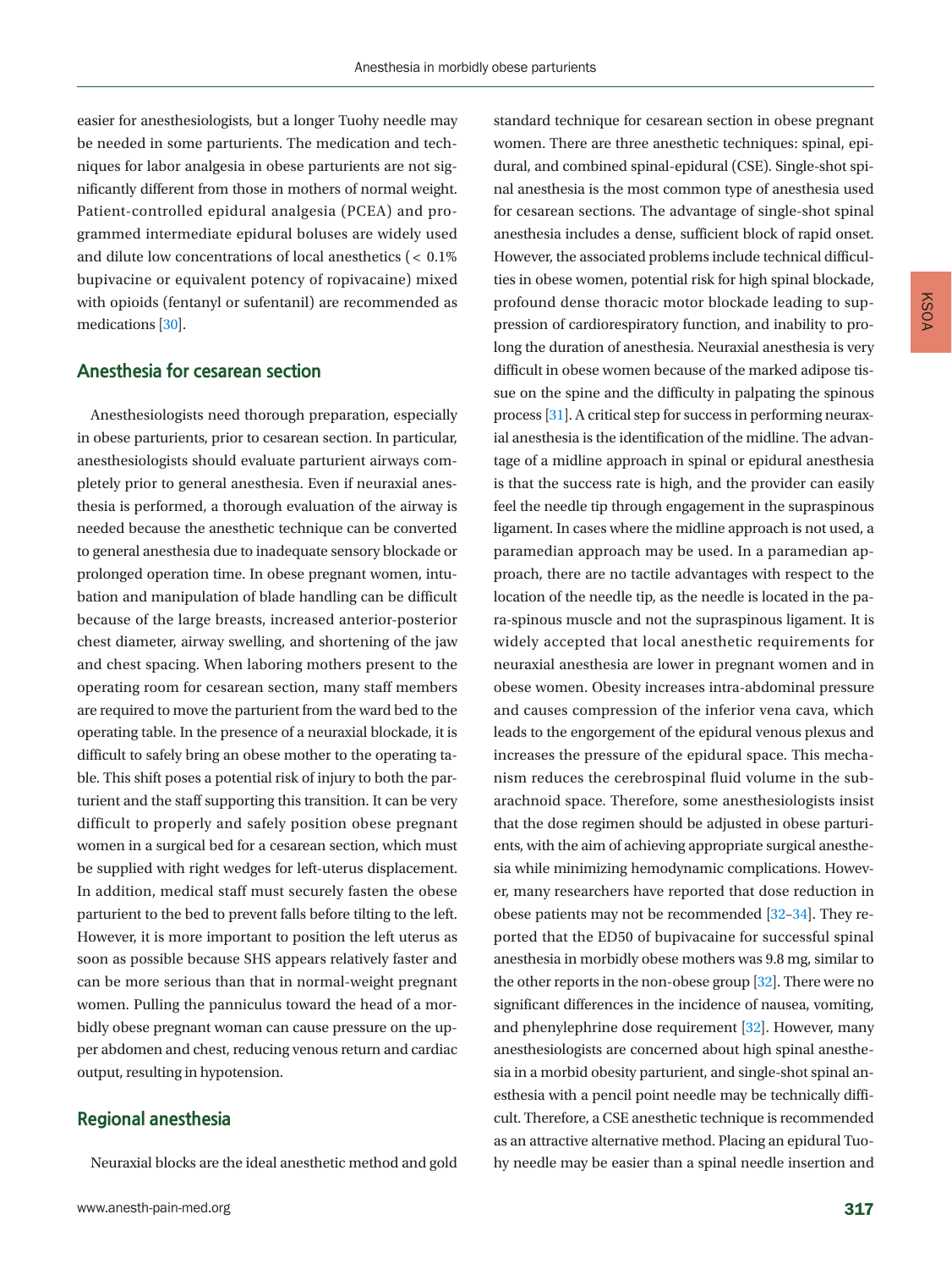easier for anesthesiologists, but a longer Tuohy needle may be needed in some parturients. The medication and techniques for labor analgesia in obese parturients are not significantly different from those in mothers of normal weight. Patient-controlled epidural analgesia (PCEA) and programmed intermediate epidural boluses are widely used and dilute low concentrations of local anesthetics (< 0.1% bupivacine or equivalent potency of ropivacaine) mixed with opioids (fentanyl or sufentanil) are recommended as medications [30].

## Anesthesia for cesarean section

Anesthesiologists need thorough preparation, especially in obese parturients, prior to cesarean section. In particular, anesthesiologists should evaluate parturient airways completely prior to general anesthesia. Even if neuraxial anesthesia is performed, a thorough evaluation of the airway is needed because the anesthetic technique can be converted to general anesthesia due to inadequate sensory blockade or prolonged operation time. In obese pregnant women, intubation and manipulation of blade handling can be difficult because of the large breasts, increased anterior-posterior chest diameter, airway swelling, and shortening of the jaw and chest spacing. When laboring mothers present to the operating room for cesarean section, many staff members are required to move the parturient from the ward bed to the operating table. In the presence of a neuraxial blockade, it is difficult to safely bring an obese mother to the operating table. This shift poses a potential risk of injury to both the parturient and the staff supporting this transition. It can be very difficult to properly and safely position obese pregnant women in a surgical bed for a cesarean section, which must be supplied with right wedges for left-uterus displacement. In addition, medical staff must securely fasten the obese parturient to the bed to prevent falls before tilting to the left. However, it is more important to position the left uterus as soon as possible because SHS appears relatively faster and can be more serious than that in normal-weight pregnant women. Pulling the panniculus toward the head of a morbidly obese pregnant woman can cause pressure on the upper abdomen and chest, reducing venous return and cardiac output, resulting in hypotension.

## Regional anesthesia

Neuraxial blocks are the ideal anesthetic method and gold standard technique for cesarean section in obese pregnant women. There are three anesthetic techniques: spinal, epidural, and combined spinal-epidural (CSE). Single-shot spinal anesthesia is the most common type of anesthesia used for cesarean sections. The advantage of single-shot spinal anesthesia includes a dense, sufficient block of rapid onset. However, the associated problems include technical difficulties in obese women, potential risk for high spinal blockade, profound dense thoracic motor blockade leading to suppression of cardiorespiratory function, and inability to prolong the duration of anesthesia. Neuraxial anesthesia is very difficult in obese women because of the marked adipose tissue on the spine and the difficulty in palpating the spinous process [31]. A critical step for success in performing neuraxial anesthesia is the identification of the midline. The advantage of a midline approach in spinal or epidural anesthesia is that the success rate is high, and the provider can easily feel the needle tip through engagement in the supraspinous ligament. In cases where the midline approach is not used, a paramedian approach may be used. In a paramedian approach, there are no tactile advantages with respect to the location of the needle tip, as the needle is located in the para-spinous muscle and not the supraspinous ligament. It is widely accepted that local anesthetic requirements for neuraxial anesthesia are lower in pregnant women and in obese women. Obesity increases intra-abdominal pressure and causes compression of the inferior vena cava, which leads to the engorgement of the epidural venous plexus and increases the pressure of the epidural space. This mechanism reduces the cerebrospinal fluid volume in the subarachnoid space. Therefore, some anesthesiologists insist that the dose regimen should be adjusted in obese parturients, with the aim of achieving appropriate surgical anesthesia while minimizing hemodynamic complications. However, many researchers have reported that dose reduction in obese patients may not be recommended [32–34]. They reported that the ED50 of bupivacaine for successful spinal anesthesia in morbidly obese mothers was 9.8 mg, similar to the other reports in the non-obese group [32]. There were no significant differences in the incidence of nausea, vomiting, and phenylephrine dose requirement [32]. However, many anesthesiologists are concerned about high spinal anesthesia in a morbid obesity parturient, and single-shot spinal anesthesia with a pencil point needle may be technically difficult. Therefore, a CSE anesthetic technique is recommended as an attractive alternative method. Placing an epidural Tuohy needle may be easier than a spinal needle insertion and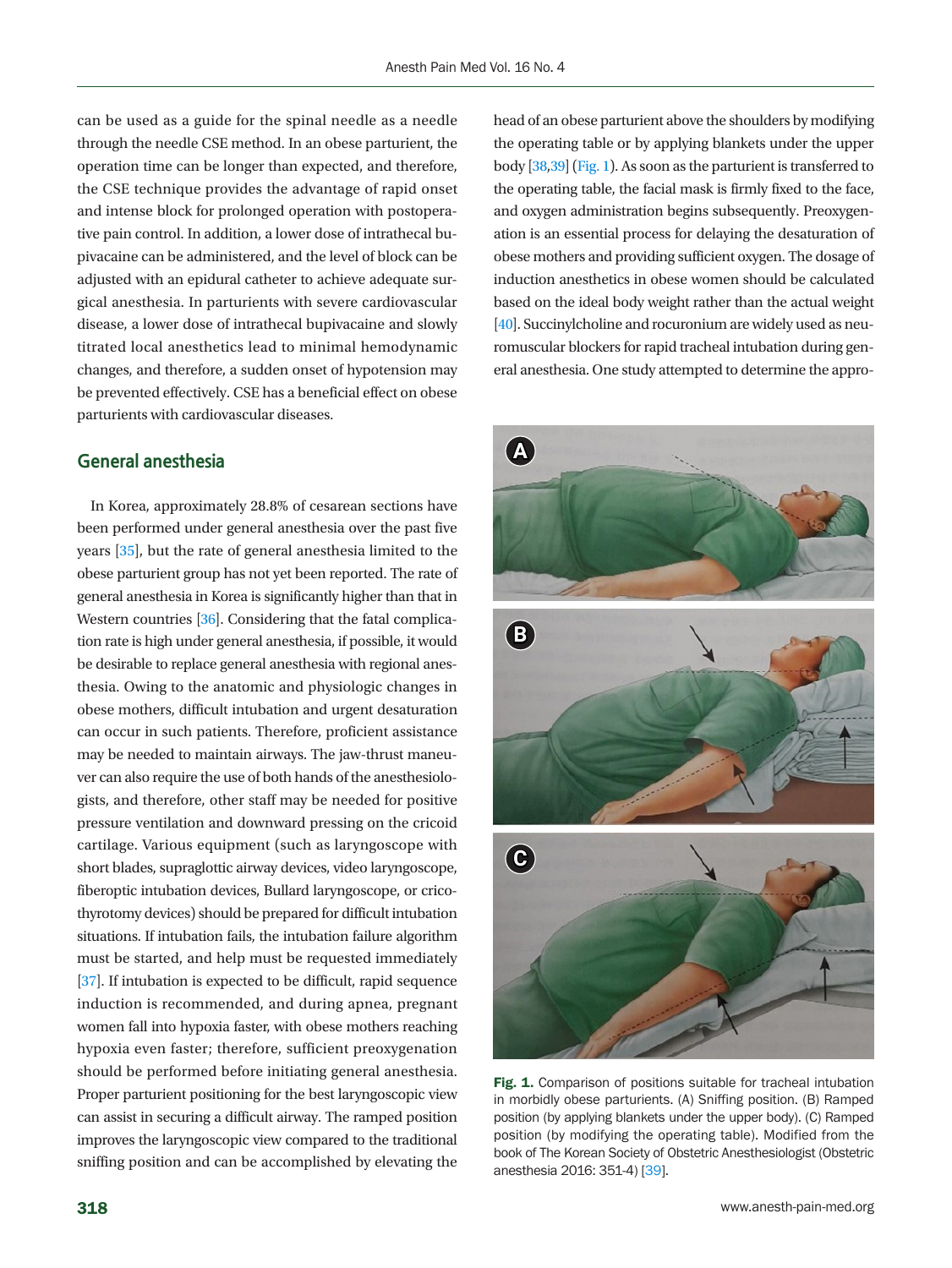can be used as a guide for the spinal needle as a needle through the needle CSE method. In an obese parturient, the operation time can be longer than expected, and therefore, the CSE technique provides the advantage of rapid onset and intense block for prolonged operation with postoperative pain control. In addition, a lower dose of intrathecal bupivacaine can be administered, and the level of block can be adjusted with an epidural catheter to achieve adequate surgical anesthesia. In parturients with severe cardiovascular disease, a lower dose of intrathecal bupivacaine and slowly titrated local anesthetics lead to minimal hemodynamic changes, and therefore, a sudden onset of hypotension may be prevented effectively. CSE has a beneficial effect on obese parturients with cardiovascular diseases.

## General anesthesia

In Korea, approximately 28.8% of cesarean sections have been performed under general anesthesia over the past five years [35], but the rate of general anesthesia limited to the obese parturient group has not yet been reported. The rate of general anesthesia in Korea is significantly higher than that in Western countries [36]. Considering that the fatal complication rate is high under general anesthesia, if possible, it would be desirable to replace general anesthesia with regional anesthesia. Owing to the anatomic and physiologic changes in obese mothers, difficult intubation and urgent desaturation can occur in such patients. Therefore, proficient assistance may be needed to maintain airways. The jaw-thrust maneuver can also require the use of both hands of the anesthesiologists, and therefore, other staff may be needed for positive pressure ventilation and downward pressing on the cricoid cartilage. Various equipment (such as laryngoscope with short blades, supraglottic airway devices, video laryngoscope, fiberoptic intubation devices, Bullard laryngoscope, or cricothyrotomy devices) should be prepared for difficult intubation situations. If intubation fails, the intubation failure algorithm must be started, and help must be requested immediately [37]. If intubation is expected to be difficult, rapid sequence induction is recommended, and during apnea, pregnant women fall into hypoxia faster, with obese mothers reaching hypoxia even faster; therefore, sufficient preoxygenation should be performed before initiating general anesthesia. Proper parturient positioning for the best laryngoscopic view can assist in securing a difficult airway. The ramped position improves the laryngoscopic view compared to the traditional sniffing position and can be accomplished by elevating the head of an obese parturient above the shoulders by modifying the operating table or by applying blankets under the upper body [38,39] (Fig. 1). As soon as the parturient is transferred to the operating table, the facial mask is firmly fixed to the face, and oxygen administration begins subsequently. Preoxygenation is an essential process for delaying the desaturation of obese mothers and providing sufficient oxygen. The dosage of induction anesthetics in obese women should be calculated based on the ideal body weight rather than the actual weight [40]. Succinylcholine and rocuronium are widely used as neuromuscular blockers for rapid tracheal intubation during general anesthesia. One study attempted to determine the appro-

**Fig. 1.** Comparison of positions suitable for tracheal intubation in morbidly obese parturients. (A) Sniffing position. (B) Ramped position (by applying blankets under the upper body). (C) Ramped position (by modifying the operating table). Modified from the book of The Korean Society of Obstetric Anesthesiologist (Obstetric anesthesia 2016: 351-4) [39].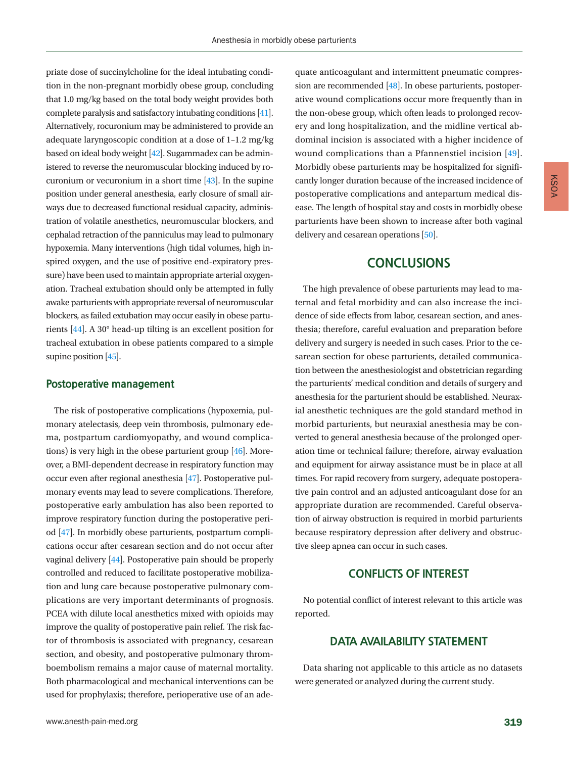priate dose of succinylcholine for the ideal intubating condition in the non-pregnant morbidly obese group, concluding that 1.0 mg/kg based on the total body weight provides both complete paralysis and satisfactory intubating conditions [41]. Alternatively, rocuronium may be administered to provide an adequate laryngoscopic condition at a dose of 1–1.2 mg/kg based on ideal body weight [42]. Sugammadex can be administered to reverse the neuromuscular blocking induced by rocuronium or vecuronium in a short time [43]. In the supine position under general anesthesia, early closure of small airways due to decreased functional residual capacity, administration of volatile anesthetics, neuromuscular blockers, and cephalad retraction of the panniculus may lead to pulmonary hypoxemia. Many interventions (high tidal volumes, high inspired oxygen, and the use of positive end-expiratory pressure) have been used to maintain appropriate arterial oxygenation. Tracheal extubation should only be attempted in fully awake parturients with appropriate reversal of neuromuscular blockers, as failed extubation may occur easily in obese parturients [44]. A 30° head-up tilting is an excellent position for tracheal extubation in obese patients compared to a simple supine position [45].

### Postoperative management

The risk of postoperative complications (hypoxemia, pulmonary atelectasis, deep vein thrombosis, pulmonary edema, postpartum cardiomyopathy, and wound complications) is very high in the obese parturient group [46]. Moreover, a BMI-dependent decrease in respiratory function may occur even after regional anesthesia [47]. Postoperative pulmonary events may lead to severe complications. Therefore, postoperative early ambulation has also been reported to improve respiratory function during the postoperative period [47]. In morbidly obese parturients, postpartum complications occur after cesarean section and do not occur after vaginal delivery [44]. Postoperative pain should be properly controlled and reduced to facilitate postoperative mobilization and lung care because postoperative pulmonary complications are very important determinants of prognosis. PCEA with dilute local anesthetics mixed with opioids may improve the quality of postoperative pain relief. The risk factor of thrombosis is associated with pregnancy, cesarean section, and obesity, and postoperative pulmonary thromboembolism remains a major cause of maternal mortality. Both pharmacological and mechanical interventions can be used for prophylaxis; therefore, perioperative use of an adequate anticoagulant and intermittent pneumatic compression are recommended [48]. In obese parturients, postoperative wound complications occur more frequently than in the non-obese group, which often leads to prolonged recovery and long hospitalization, and the midline vertical abdominal incision is associated with a higher incidence of wound complications than a Pfannenstiel incision [49]. Morbidly obese parturients may be hospitalized for significantly longer duration because of the increased incidence of postoperative complications and antepartum medical disease. The length of hospital stay and costs in morbidly obese parturients have been shown to increase after both vaginal delivery and cesarean operations [50].

## CONCLUSIONS

The high prevalence of obese parturients may lead to maternal and fetal morbidity and can also increase the incidence of side effects from labor, cesarean section, and anesthesia; therefore, careful evaluation and preparation before delivery and surgery is needed in such cases. Prior to the cesarean section for obese parturients, detailed communication between the anesthesiologist and obstetrician regarding the parturients' medical condition and details of surgery and anesthesia for the parturient should be established. Neuraxial anesthetic techniques are the gold standard method in morbid parturients, but neuraxial anesthesia may be converted to general anesthesia because of the prolonged operation time or technical failure; therefore, airway evaluation and equipment for airway assistance must be in place at all times. For rapid recovery from surgery, adequate postoperative pain control and an adjusted anticoagulant dose for an appropriate duration are recommended. Careful observation of airway obstruction is required in morbid parturients because respiratory depression after delivery and obstructive sleep apnea can occur in such cases.

## CONFLICTS OF INTEREST

No potential conflict of interest relevant to this article was reported.

## DATA AVAILABILITY STATEMENT

Data sharing not applicable to this article as no datasets were generated or analyzed during the current study.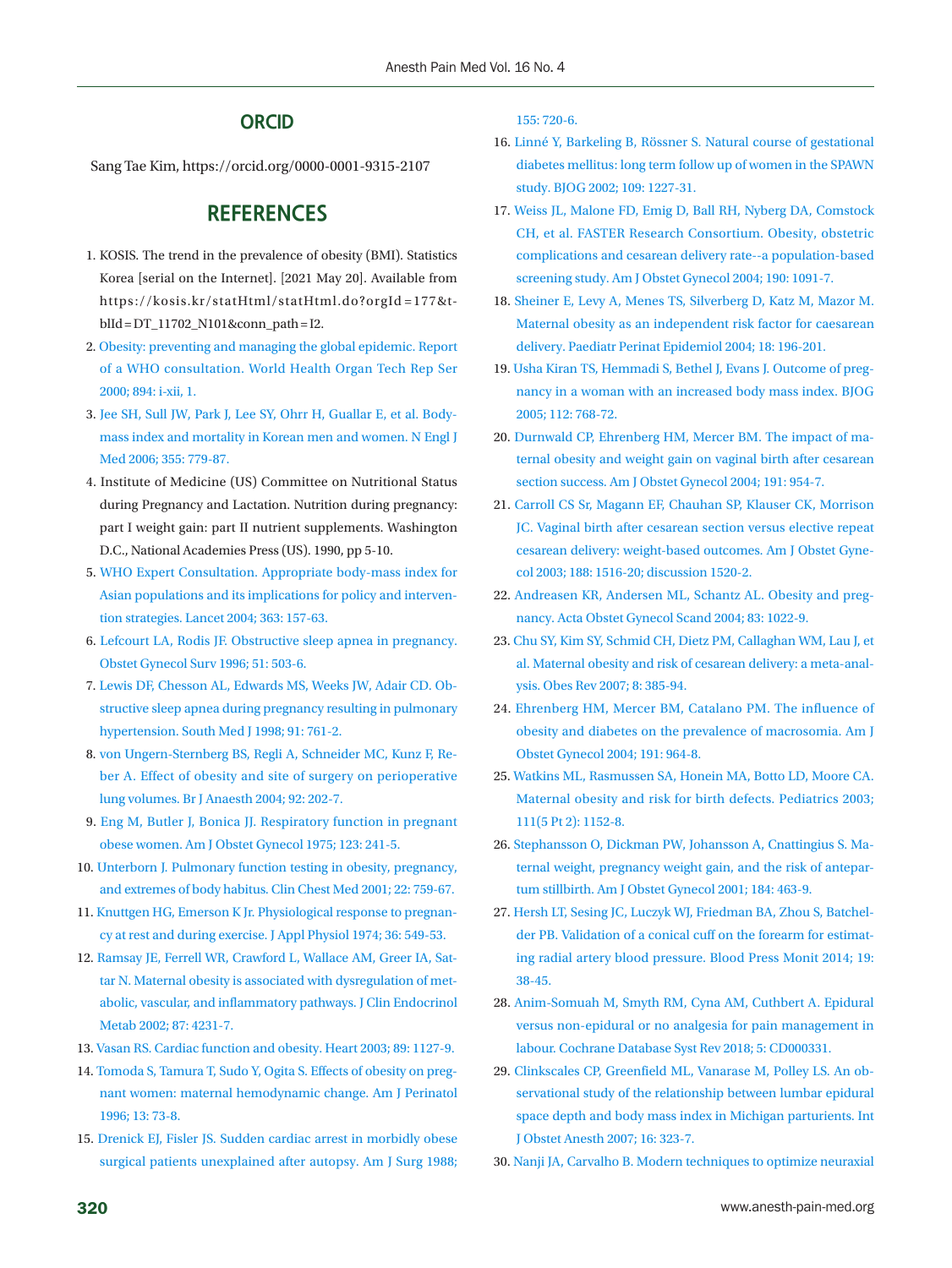## ORCID

Sang Tae Kim, https://orcid.org/0000-0001-9315-2107

## REFERENCES

1. KOSIS. The trend in the prevalence of obesity (BMI). Statistics Korea [serial on the Internet]. [2021 May 20]. Available from https://kosis.kr/statHtml/statHtml.do?orgId=177&tblId=DT_11702_N101&conn_path=I2.
2. Obesity: preventing and managing the global epidemic. Report of a WHO consultation. World Health Organ Tech Rep Ser 2000; 894: i-xii, 1.
3. Jee SH, Sull JW, Park J, Lee SY, Ohrr H, Guallar E, et al. Body-mass index and mortality in Korean men and women. N Engl J Med 2006; 355: 779-87.
4. Institute of Medicine (US) Committee on Nutritional Status during Pregnancy and Lactation. Nutrition during pregnancy: part I weight gain: part II nutrient supplements. Washington D.C., National Academies Press (US). 1990, pp 5-10.
5. WHO Expert Consultation. Appropriate body-mass index for Asian populations and its implications for policy and intervention strategies. Lancet 2004; 363: 157-63.
6. Lefcourt LA, Rodis JF. Obstructive sleep apnea in pregnancy. Obstet Gynecol Surv 1996; 51: 503-6.
7. Lewis DF, Chesson AL, Edwards MS, Weeks JW, Adair CD. Obstructive sleep apnea during pregnancy resulting in pulmonary hypertension. South Med J 1998; 91: 761-2.
8. von Ungern-Sternberg BS, Regli A, Schneider MC, Kunz F, Reber A. Effect of obesity and site of surgery on perioperative lung volumes. Br J Anaesth 2004; 92: 202-7.
9. Eng M, Butler J, Bonica JJ. Respiratory function in pregnant obese women. Am J Obstet Gynecol 1975; 123: 241-5.
10. Unterborn J. Pulmonary function testing in obesity, pregnancy, and extremes of body habitus. Clin Chest Med 2001; 22: 759-67.
11. Knuttgen HG, Emerson K Jr. Physiological response to pregnancy at rest and during exercise. J Appl Physiol 1974; 36: 549-53.
12. Ramsay JE, Ferrell WR, Crawford L, Wallace AM, Greer IA, Sattar N. Maternal obesity is associated with dysregulation of metabolic, vascular, and inflammatory pathways. J Clin Endocrinol Metab 2002; 87: 4231-7.
13. Vasan RS. Cardiac function and obesity. Heart 2003; 89: 1127-9.
14. Tomoda S, Tamura T, Sudo Y, Ogita S. Effects of obesity on pregnant women: maternal hemodynamic change. Am J Perinatol 1996; 13: 73-8.
15. Drenick EJ, Fisler JS. Sudden cardiac arrest in morbidly obese surgical patients unexplained after autopsy. Am J Surg 1988; 155: 720-6.
16. Linné Y, Barkeling B, Rössner S. Natural course of gestational diabetes mellitus: long term follow up of women in the SPAWN study. BJOG 2002; 109: 1227-31.
17. Weiss JL, Malone FD, Emig D, Ball RH, Nyberg DA, Comstock CH, et al. FASTER Research Consortium. Obesity, obstetric complications and cesarean delivery rate--a population-based screening study. Am J Obstet Gynecol 2004; 190: 1091-7.
18. Sheiner E, Levy A, Menes TS, Silverberg D, Katz M, Mazor M. Maternal obesity as an independent risk factor for caesarean delivery. Paediatr Perinat Epidemiol 2004; 18: 196-201.
19. Usha Kiran TS, Hemmadi S, Bethel J, Evans J. Outcome of pregnancy in a woman with an increased body mass index. BJOG 2005; 112: 768-72.
20. Durnwald CP, Ehrenberg HM, Mercer BM. The impact of maternal obesity and weight gain on vaginal birth after cesarean section success. Am J Obstet Gynecol 2004; 191: 954-7.
21. Carroll CS Sr, Magann EF, Chauhan SP, Klauser CK, Morrison JC. Vaginal birth after cesarean section versus elective repeat cesarean delivery: weight-based outcomes. Am J Obstet Gynecol 2003; 188: 1516-20; discussion 1520-2.
22. Andreasen KR, Andersen ML, Schantz AL. Obesity and pregnancy. Acta Obstet Gynecol Scand 2004; 83: 1022-9.
23. Chu SY, Kim SY, Schmid CH, Dietz PM, Callaghan WM, Lau J, et al. Maternal obesity and risk of cesarean delivery: a meta-analysis. Obes Rev 2007; 8: 385-94.
24. Ehrenberg HM, Mercer BM, Catalano PM. The influence of obesity and diabetes on the prevalence of macrosomia. Am J Obstet Gynecol 2004; 191: 964-8.
25. Watkins ML, Rasmussen SA, Honein MA, Botto LD, Moore CA. Maternal obesity and risk for birth defects. Pediatrics 2003; 111(5 Pt 2): 1152-8.
26. Stephansson O, Dickman PW, Johansson A, Cnattingius S. Maternal weight, pregnancy weight gain, and the risk of antepartum stillbirth. Am J Obstet Gynecol 2001; 184: 463-9.
27. Hersh LT, Sesing JC, Luczyk WJ, Friedman BA, Zhou S, Batchelder PB. Validation of a conical cuff on the forearm for estimating radial artery blood pressure. Blood Press Monit 2014; 19: 38-45.
28. Anim-Somuah M, Smyth RM, Cyna AM, Cuthbert A. Epidural versus non-epidural or no analgesia for pain management in labour. Cochrane Database Syst Rev 2018; 5: CD000331.
29. Clinkscales CP, Greenfield ML, Vanarase M, Polley LS. An observational study of the relationship between lumbar epidural space depth and body mass index in Michigan parturients. Int J Obstet Anesth 2007; 16: 323-7.
30. Nanji JA, Carvalho B. Modern techniques to optimize neuraxial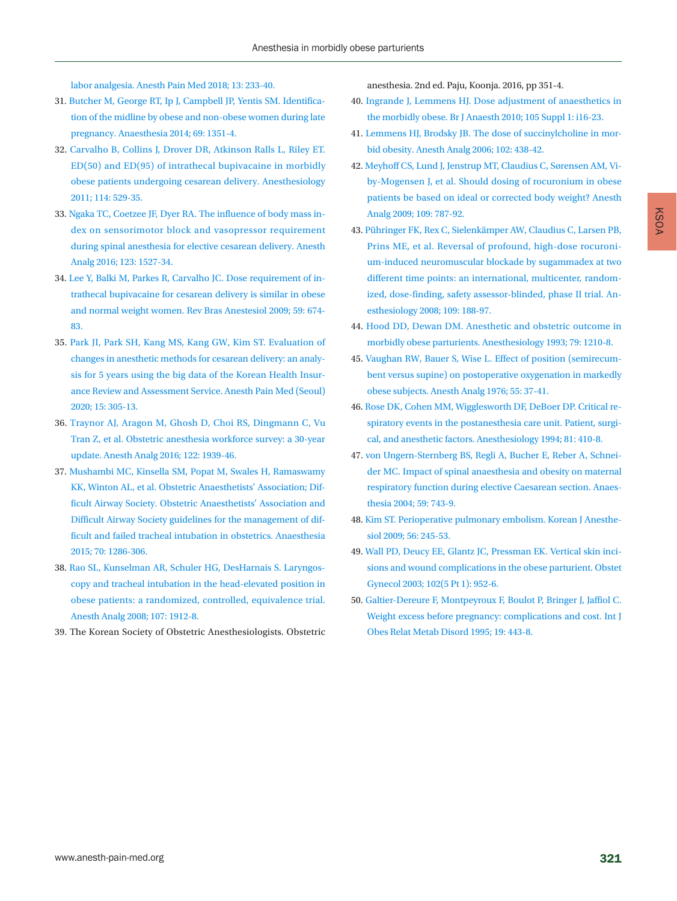labor analgesia. Anesth Pain Med 2018; 13: 233-40.

31. Butcher M, George RT, Ip J, Campbell JP, Yentis SM. Identification of the midline by obese and non-obese women during late pregnancy. Anaesthesia 2014; 69: 1351-4.
32. Carvalho B, Collins J, Drover DR, Atkinson Ralls L, Riley ET. ED(50) and ED(95) of intrathecal bupivacaine in morbidly obese patients undergoing cesarean delivery. Anesthesiology 2011; 114: 529-35.
33. Ngaka TC, Coetzee JF, Dyer RA. The influence of body mass index on sensorimotor block and vasopressor requirement during spinal anesthesia for elective cesarean delivery. Anesth Analg 2016; 123: 1527-34.
34. Lee Y, Balki M, Parkes R, Carvalho JC. Dose requirement of intrathecal bupivacaine for cesarean delivery is similar in obese and normal weight women. Rev Bras Anestesiol 2009; 59: 674-83.
35. Park JI, Park SH, Kang MS, Kang GW, Kim ST. Evaluation of changes in anesthetic methods for cesarean delivery: an analysis for 5 years using the big data of the Korean Health Insurance Review and Assessment Service. Anesth Pain Med (Seoul) 2020; 15: 305-13.
36. Traynor AJ, Aragon M, Ghosh D, Choi RS, Dingmann C, Vu Tran Z, et al. Obstetric anesthesia workforce survey: a 30-year update. Anesth Analg 2016; 122: 1939-46.
37. Mushambi MC, Kinsella SM, Popat M, Swales H, Ramaswamy KK, Winton AL, et al. Obstetric Anaesthetists' Association; Difficult Airway Society. Obstetric Anaesthetists' Association and Difficult Airway Society guidelines for the management of difficult and failed tracheal intubation in obstetrics. Anaesthesia 2015; 70: 1286-306.
38. Rao SL, Kunselman AR, Schuler HG, DesHarnais S. Laryngoscopy and tracheal intubation in the head-elevated position in obese patients: a randomized, controlled, equivalence trial. Anesth Analg 2008; 107: 1912-8.
39. The Korean Society of Obstetric Anesthesiologists. Obstetric anesthesia. 2nd ed. Paju, Koonja. 2016, pp 351-4.
40. Ingrande J, Lemmens HJ. Dose adjustment of anaesthetics in the morbidly obese. Br J Anaesth 2010; 105 Suppl 1: i16-23.
41. Lemmens HJ, Brodsky JB. The dose of succinylcholine in morbid obesity. Anesth Analg 2006; 102: 438-42.
42. Meyhoff CS, Lund J, Jenstrup MT, Claudius C, Sørensen AM, Viby-Mogensen J, et al. Should dosing of rocuronium in obese patients be based on ideal or corrected body weight? Anesth Analg 2009; 109: 787-92.
43. Pühringer FK, Rex C, Sielenkämper AW, Claudius C, Larsen PB, Prins ME, et al. Reversal of profound, high-dose rocuronium-induced neuromuscular blockade by sugammadex at two different time points: an international, multicenter, randomized, dose-finding, safety assessor-blinded, phase II trial. Anesthesiology 2008; 109: 188-97.
44. Hood DD, Dewan DM. Anesthetic and obstetric outcome in morbidly obese parturients. Anesthesiology 1993; 79: 1210-8.
45. Vaughan RW, Bauer S, Wise L. Effect of position (semirecumbent versus supine) on postoperative oxygenation in markedly obese subjects. Anesth Analg 1976; 55: 37-41.
46. Rose DK, Cohen MM, Wigglesworth DF, DeBoer DP. Critical respiratory events in the postanesthesia care unit. Patient, surgical, and anesthetic factors. Anesthesiology 1994; 81: 410-8.
47. von Ungern-Sternberg BS, Regli A, Bucher E, Reber A, Schneider MC. Impact of spinal anaesthesia and obesity on maternal respiratory function during elective Caesarean section. Anaesthesia 2004; 59: 743-9.
48. Kim ST. Perioperative pulmonary embolism. Korean J Anesthesiol 2009; 56: 245-53.
49. Wall PD, Deucy EE, Glantz JC, Pressman EK. Vertical skin incisions and wound complications in the obese parturient. Obstet Gynecol 2003; 102(5 Pt 1): 952-6.
50. Galtier-Dereure F, Montpeyroux F, Boulot P, Bringer J, Jaffiol C. Weight excess before pregnancy: complications and cost. Int J Obes Relat Metab Disord 1995; 19: 443-8.